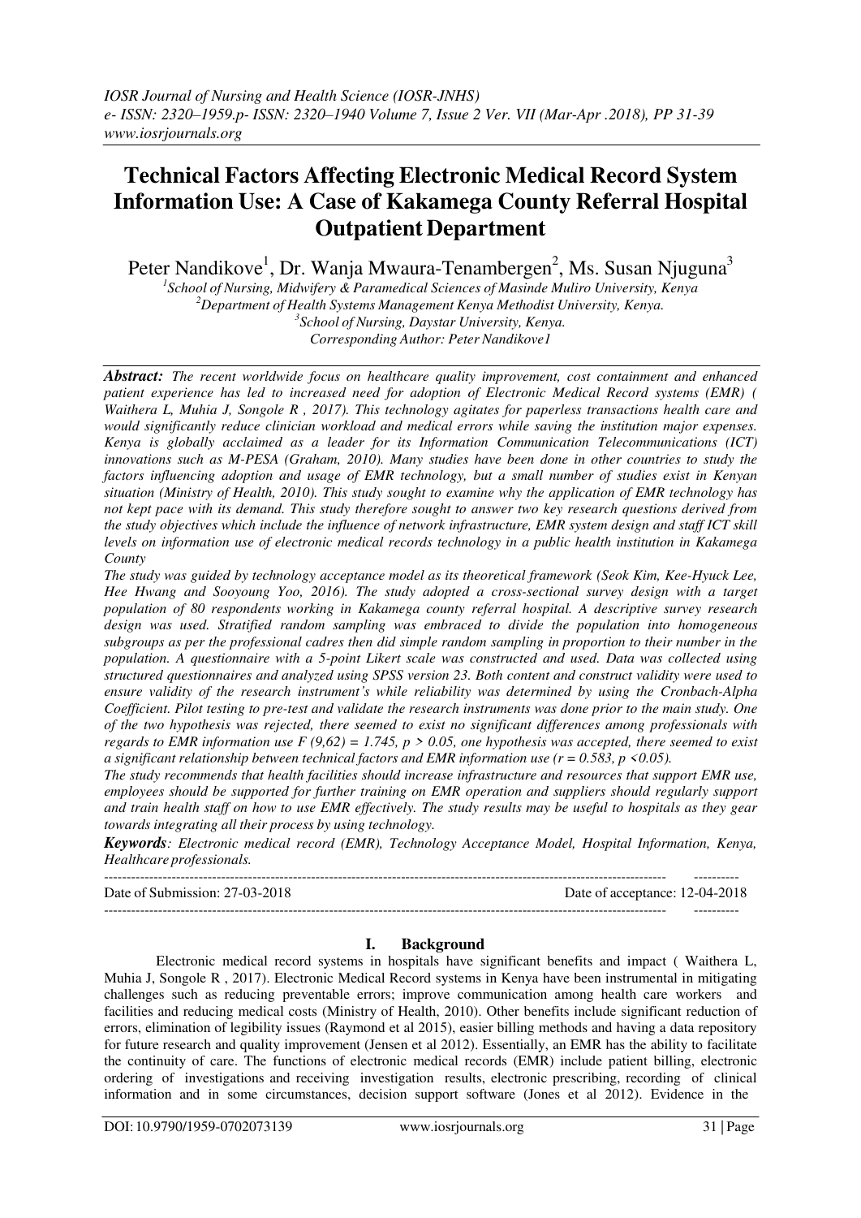# Technical Factors Affecting Electronic Medical Record System Information Use: A Case of Kakamega County Referral Hospital Outpatient Department

Peter Nandikove[1], Dr. Wanja Mwaura-Tenambergen[2], Ms. Susan Njuguna[3]

[1]*School of Nursing, Midwifery & Paramedical Sciences of Masinde Muliro University, Kenya*
[2]*Department of Health Systems Management Kenya Methodist University, Kenya.*
[3]*School of Nursing, Daystar University, Kenya.*
*Corresponding Author: Peter Nandikove1*

***Abstract:*** *The recent worldwide focus on healthcare quality improvement, cost containment and enhanced patient experience has led to increased need for adoption of Electronic Medical Record systems (EMR) ( Waithera L, Muhia J, Songole R , 2017). This technology agitates for paperless transactions health care and would significantly reduce clinician workload and medical errors while saving the institution major expenses. Kenya is globally acclaimed as a leader for its Information Communication Telecommunications (ICT) innovations such as M-PESA (Graham, 2010). Many studies have been done in other countries to study the factors influencing adoption and usage of EMR technology, but a small number of studies exist in Kenyan situation (Ministry of Health, 2010). This study sought to examine why the application of EMR technology has not kept pace with its demand. This study therefore sought to answer two key research questions derived from the study objectives which include the influence of network infrastructure, EMR system design and staff ICT skill levels on information use of electronic medical records technology in a public health institution in Kakamega County*

*The study was guided by technology acceptance model as its theoretical framework (Seok Kim, Kee-Hyuck Lee, Hee Hwang and Sooyoung Yoo, 2016). The study adopted a cross-sectional survey design with a target population of 80 respondents working in Kakamega county referral hospital. A descriptive survey research design was used. Stratified random sampling was embraced to divide the population into homogeneous subgroups as per the professional cadres then did simple random sampling in proportion to their number in the population. A questionnaire with a 5-point Likert scale was constructed and used. Data was collected using structured questionnaires and analyzed using SPSS version 23. Both content and construct validity were used to ensure validity of the research instrument's while reliability was determined by using the Cronbach-Alpha Coefficient. Pilot testing to pre-test and validate the research instruments was done prior to the main study. One of the two hypothesis was rejected, there seemed to exist no significant differences among professionals with regards to EMR information use $F (9,62) = 1.745$, $p > 0.05$, one hypothesis was accepted, there seemed to exist a significant relationship between technical factors and EMR information use ($r = 0.583$, $p < 0.05$).*

*The study recommends that health facilities should increase infrastructure and resources that support EMR use, employees should be supported for further training on EMR operation and suppliers should regularly support and train health staff on how to use EMR effectively. The study results may be useful to hospitals as they gear towards integrating all their process by using technology.*

***Keywords****: Electronic medical record (EMR), Technology Acceptance Model, Hospital Information, Kenya, Healthcare professionals.*

---

Date of Submission: 27-03-2018 | Date of acceptance: 12-04-2018

---

## I. Background

Electronic medical record systems in hospitals have significant benefits and impact ( Waithera L, Muhia J, Songole R , 2017). Electronic Medical Record systems in Kenya have been instrumental in mitigating challenges such as reducing preventable errors; improve communication among health care workers and facilities and reducing medical costs (Ministry of Health, 2010). Other benefits include significant reduction of errors, elimination of legibility issues (Raymond et al 2015), easier billing methods and having a data repository for future research and quality improvement (Jensen et al 2012). Essentially, an EMR has the ability to facilitate the continuity of care. The functions of electronic medical records (EMR) include patient billing, electronic ordering of investigations and receiving investigation results, electronic prescribing, recording of clinical information and in some circumstances, decision support software (Jones et al 2012). Evidence in the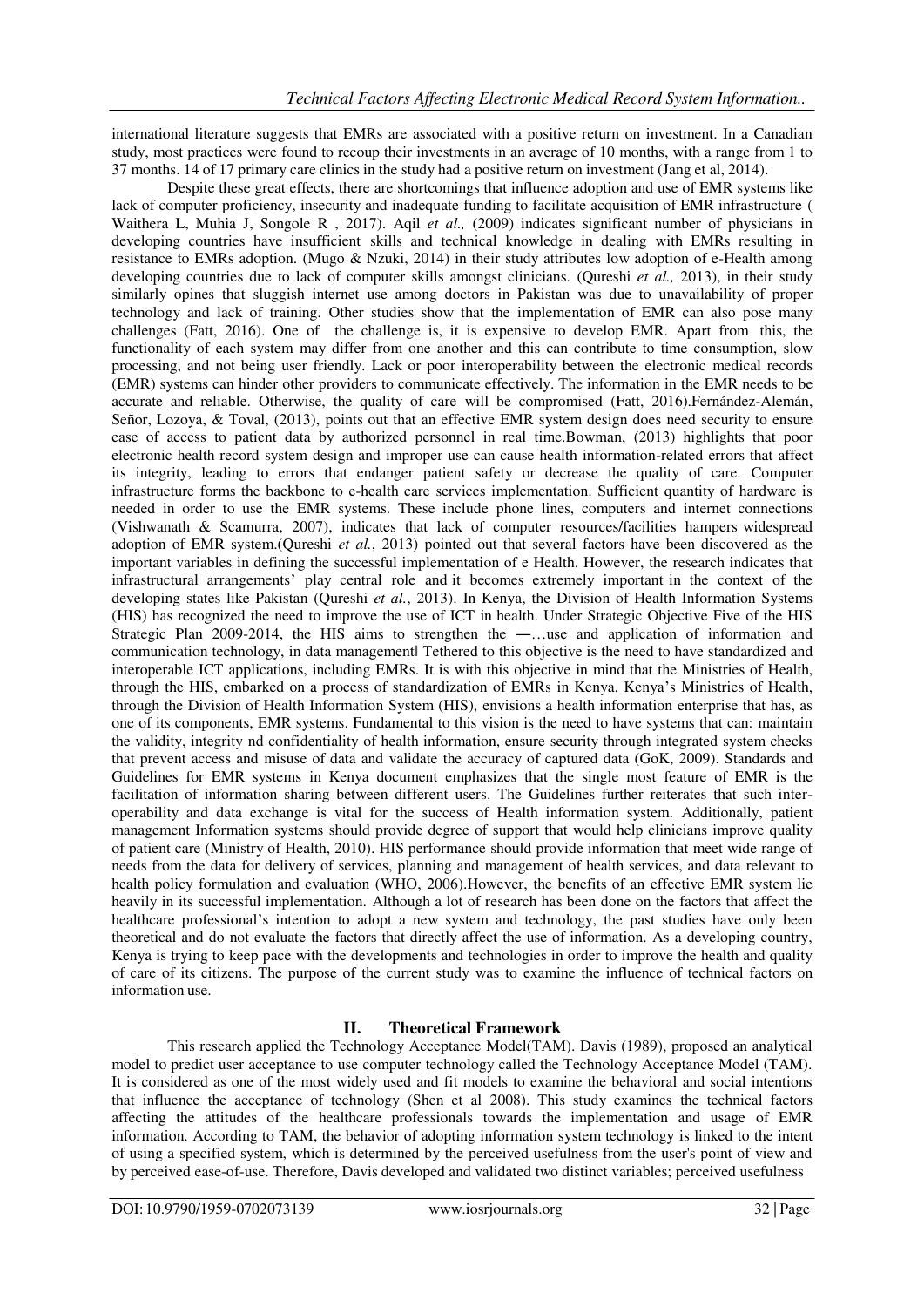international literature suggests that EMRs are associated with a positive return on investment. In a Canadian study, most practices were found to recoup their investments in an average of 10 months, with a range from 1 to 37 months. 14 of 17 primary care clinics in the study had a positive return on investment (Jang et al, 2014).

Despite these great effects, there are shortcomings that influence adoption and use of EMR systems like lack of computer proficiency, insecurity and inadequate funding to facilitate acquisition of EMR infrastructure ( Waithera L, Muhia J, Songole R , 2017). Aqil *et al.,* (2009) indicates significant number of physicians in developing countries have insufficient skills and technical knowledge in dealing with EMRs resulting in resistance to EMRs adoption. (Mugo & Nzuki, 2014) in their study attributes low adoption of e-Health among developing countries due to lack of computer skills amongst clinicians. (Qureshi *et al.,* 2013), in their study similarly opines that sluggish internet use among doctors in Pakistan was due to unavailability of proper technology and lack of training. Other studies show that the implementation of EMR can also pose many challenges (Fatt, 2016). One of the challenge is, it is expensive to develop EMR. Apart from this, the functionality of each system may differ from one another and this can contribute to time consumption, slow processing, and not being user friendly. Lack or poor interoperability between the electronic medical records (EMR) systems can hinder other providers to communicate effectively. The information in the EMR needs to be accurate and reliable. Otherwise, the quality of care will be compromised (Fatt, 2016).Fernández-Alemán, Señor, Lozoya, & Toval, (2013), points out that an effective EMR system design does need security to ensure ease of access to patient data by authorized personnel in real time.Bowman, (2013) highlights that poor electronic health record system design and improper use can cause health information-related errors that affect its integrity, leading to errors that endanger patient safety or decrease the quality of care. Computer infrastructure forms the backbone to e-health care services implementation. Sufficient quantity of hardware is needed in order to use the EMR systems. These include phone lines, computers and internet connections (Vishwanath & Scamurra, 2007), indicates that lack of computer resources/facilities hampers widespread adoption of EMR system.(Qureshi *et al.*, 2013) pointed out that several factors have been discovered as the important variables in defining the successful implementation of e Health. However, the research indicates that infrastructural arrangements' play central role and it becomes extremely important in the context of the developing states like Pakistan (Qureshi *et al.*, 2013). In Kenya, the Division of Health Information Systems (HIS) has recognized the need to improve the use of ICT in health. Under Strategic Objective Five of the HIS Strategic Plan 2009-2014, the HIS aims to strengthen the ―…use and application of information and communication technology, in data management‖ Tethered to this objective is the need to have standardized and interoperable ICT applications, including EMRs. It is with this objective in mind that the Ministries of Health, through the HIS, embarked on a process of standardization of EMRs in Kenya. Kenya's Ministries of Health, through the Division of Health Information System (HIS), envisions a health information enterprise that has, as one of its components, EMR systems. Fundamental to this vision is the need to have systems that can: maintain the validity, integrity nd confidentiality of health information, ensure security through integrated system checks that prevent access and misuse of data and validate the accuracy of captured data (GoK, 2009). Standards and Guidelines for EMR systems in Kenya document emphasizes that the single most feature of EMR is the facilitation of information sharing between different users. The Guidelines further reiterates that such inter-operability and data exchange is vital for the success of Health information system. Additionally, patient management Information systems should provide degree of support that would help clinicians improve quality of patient care (Ministry of Health, 2010). HIS performance should provide information that meet wide range of needs from the data for delivery of services, planning and management of health services, and data relevant to health policy formulation and evaluation (WHO, 2006).However, the benefits of an effective EMR system lie heavily in its successful implementation. Although a lot of research has been done on the factors that affect the healthcare professional's intention to adopt a new system and technology, the past studies have only been theoretical and do not evaluate the factors that directly affect the use of information. As a developing country, Kenya is trying to keep pace with the developments and technologies in order to improve the health and quality of care of its citizens. The purpose of the current study was to examine the influence of technical factors on information use.

## II. Theoretical Framework

This research applied the Technology Acceptance Model(TAM). Davis (1989), proposed an analytical model to predict user acceptance to use computer technology called the Technology Acceptance Model (TAM). It is considered as one of the most widely used and fit models to examine the behavioral and social intentions that influence the acceptance of technology (Shen et al 2008). This study examines the technical factors affecting the attitudes of the healthcare professionals towards the implementation and usage of EMR information. According to TAM, the behavior of adopting information system technology is linked to the intent of using a specified system, which is determined by the perceived usefulness from the user's point of view and by perceived ease-of-use. Therefore, Davis developed and validated two distinct variables; perceived usefulness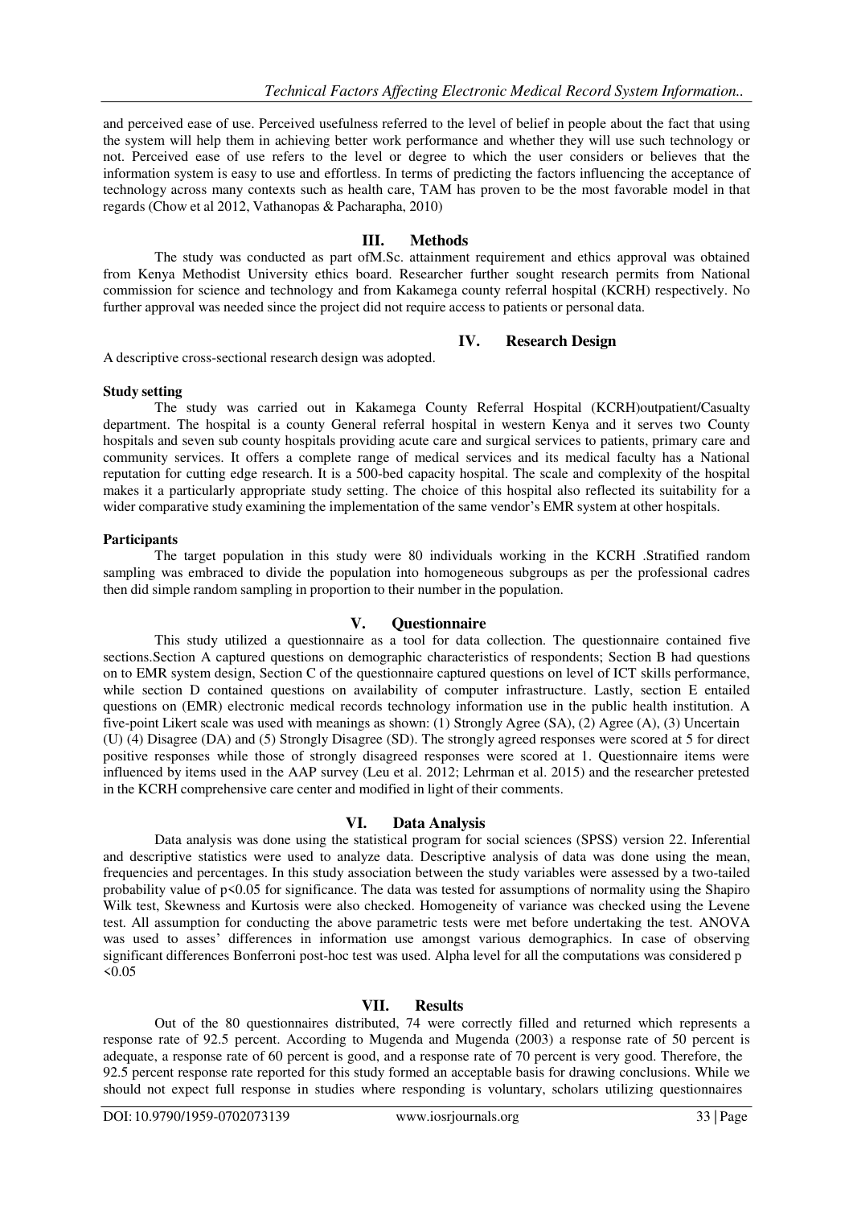and perceived ease of use. Perceived usefulness referred to the level of belief in people about the fact that using the system will help them in achieving better work performance and whether they will use such technology or not. Perceived ease of use refers to the level or degree to which the user considers or believes that the information system is easy to use and effortless. In terms of predicting the factors influencing the acceptance of technology across many contexts such as health care, TAM has proven to be the most favorable model in that regards (Chow et al 2012, Vathanopas & Pacharapha, 2010)

## III. Methods

The study was conducted as part ofM.Sc. attainment requirement and ethics approval was obtained from Kenya Methodist University ethics board. Researcher further sought research permits from National commission for science and technology and from Kakamega county referral hospital (KCRH) respectively. No further approval was needed since the project did not require access to patients or personal data.

## IV. Research Design

A descriptive cross-sectional research design was adopted.

**Study setting**

The study was carried out in Kakamega County Referral Hospital (KCRH)outpatient/Casualty department. The hospital is a county General referral hospital in western Kenya and it serves two County hospitals and seven sub county hospitals providing acute care and surgical services to patients, primary care and community services. It offers a complete range of medical services and its medical faculty has a National reputation for cutting edge research. It is a 500-bed capacity hospital. The scale and complexity of the hospital makes it a particularly appropriate study setting. The choice of this hospital also reflected its suitability for a wider comparative study examining the implementation of the same vendor's EMR system at other hospitals.

**Participants**

The target population in this study were 80 individuals working in the KCRH .Stratified random sampling was embraced to divide the population into homogeneous subgroups as per the professional cadres then did simple random sampling in proportion to their number in the population.

## V. Questionnaire

This study utilized a questionnaire as a tool for data collection. The questionnaire contained five sections.Section A captured questions on demographic characteristics of respondents; Section B had questions on to EMR system design, Section C of the questionnaire captured questions on level of ICT skills performance, while section D contained questions on availability of computer infrastructure. Lastly, section E entailed questions on (EMR) electronic medical records technology information use in the public health institution. A five-point Likert scale was used with meanings as shown: (1) Strongly Agree (SA), (2) Agree (A), (3) Uncertain (U) (4) Disagree (DA) and (5) Strongly Disagree (SD). The strongly agreed responses were scored at 5 for direct positive responses while those of strongly disagreed responses were scored at 1. Questionnaire items were influenced by items used in the AAP survey (Leu et al. 2012; Lehrman et al. 2015) and the researcher pretested in the KCRH comprehensive care center and modified in light of their comments.

## VI. Data Analysis

Data analysis was done using the statistical program for social sciences (SPSS) version 22. Inferential and descriptive statistics were used to analyze data. Descriptive analysis of data was done using the mean, frequencies and percentages. In this study association between the study variables were assessed by a two-tailed probability value of $p<0.05$ for significance. The data was tested for assumptions of normality using the Shapiro Wilk test, Skewness and Kurtosis were also checked. Homogeneity of variance was checked using the Levene test. All assumption for conducting the above parametric tests were met before undertaking the test. ANOVA was used to asses' differences in information use amongst various demographics. In case of observing significant differences Bonferroni post-hoc test was used. Alpha level for all the computations was considered $p<0.05$

## VII. Results

Out of the 80 questionnaires distributed, 74 were correctly filled and returned which represents a response rate of 92.5 percent. According to Mugenda and Mugenda (2003) a response rate of 50 percent is adequate, a response rate of 60 percent is good, and a response rate of 70 percent is very good. Therefore, the 92.5 percent response rate reported for this study formed an acceptable basis for drawing conclusions. While we should not expect full response in studies where responding is voluntary, scholars utilizing questionnaires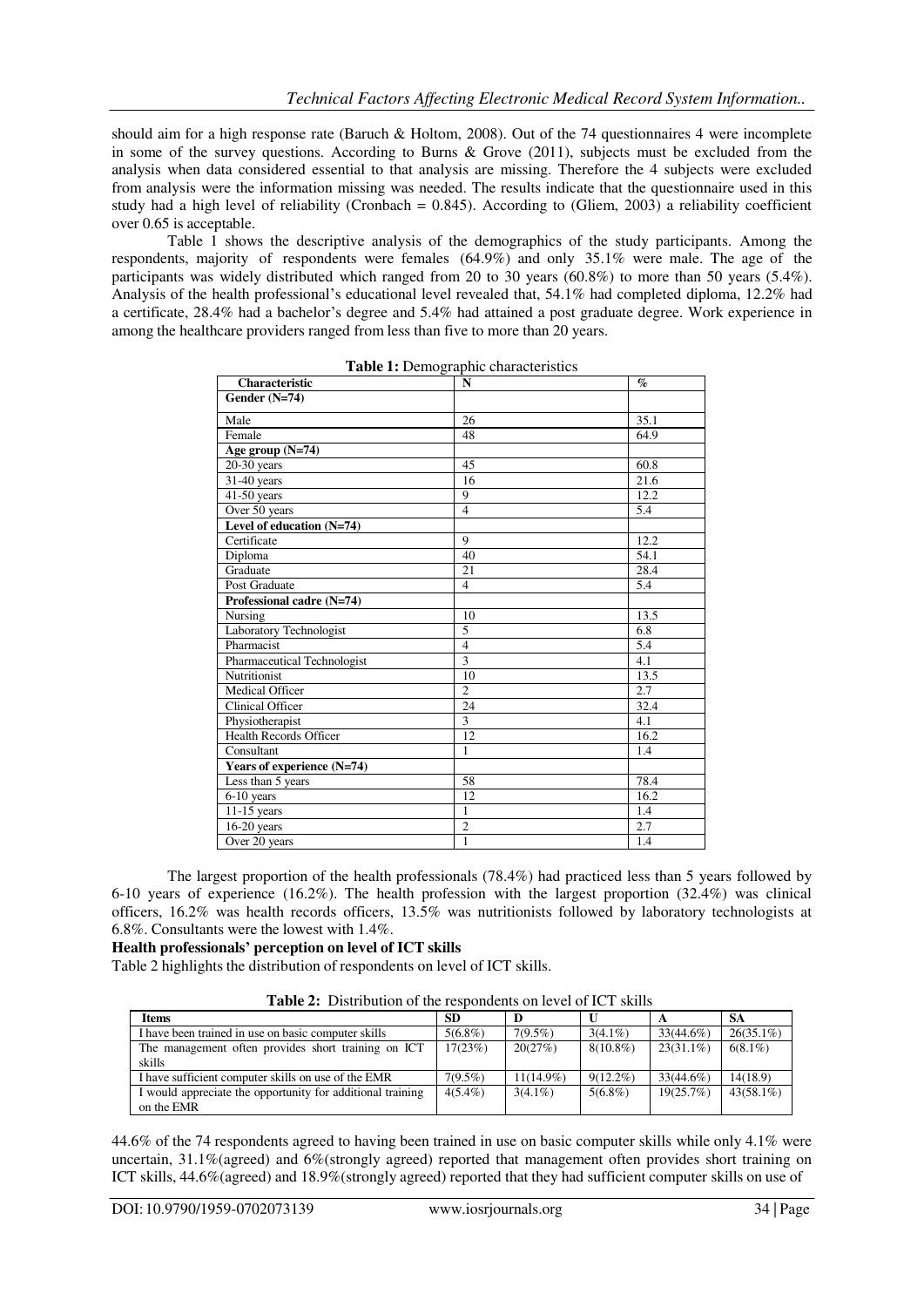should aim for a high response rate (Baruch & Holtom, 2008). Out of the 74 questionnaires 4 were incomplete in some of the survey questions. According to Burns & Grove (2011), subjects must be excluded from the analysis when data considered essential to that analysis are missing. Therefore the 4 subjects were excluded from analysis were the information missing was needed. The results indicate that the questionnaire used in this study had a high level of reliability (Cronbach = 0.845). According to (Gliem, 2003) a reliability coefficient over 0.65 is acceptable.

Table 1 shows the descriptive analysis of the demographics of the study participants. Among the respondents, majority of respondents were females (64.9%) and only 35.1% were male. The age of the participants was widely distributed which ranged from 20 to 30 years (60.8%) to more than 50 years (5.4%). Analysis of the health professional's educational level revealed that, 54.1% had completed diploma, 12.2% had a certificate, 28.4% had a bachelor's degree and 5.4% had attained a post graduate degree. Work experience in among the healthcare providers ranged from less than five to more than 20 years.

**Table 1:** Demographic characteristics

| Characteristic | N | % |
|---|---|---|
| **Gender (N=74)** | | |
| Male | 26 | 35.1 |
| Female | 48 | 64.9 |
| **Age group (N=74)** | | |
| 20-30 years | 45 | 60.8 |
| 31-40 years | 16 | 21.6 |
| 41-50 years | 9 | 12.2 |
| Over 50 years | 4 | 5.4 |
| **Level of education (N=74)** | | |
| Certificate | 9 | 12.2 |
| Diploma | 40 | 54.1 |
| Graduate | 21 | 28.4 |
| Post Graduate | 4 | 5.4 |
| **Professional cadre (N=74)** | | |
| Nursing | 10 | 13.5 |
| Laboratory Technologist | 5 | 6.8 |
| Pharmacist | 4 | 5.4 |
| Pharmaceutical Technologist | 3 | 4.1 |
| Nutritionist | 10 | 13.5 |
| Medical Officer | 2 | 2.7 |
| Clinical Officer | 24 | 32.4 |
| Physiotherapist | 3 | 4.1 |
| Health Records Officer | 12 | 16.2 |
| Consultant | 1 | 1.4 |
| **Years of experience (N=74)** | | |
| Less than 5 years | 58 | 78.4 |
| 6-10 years | 12 | 16.2 |
| 11-15 years | 1 | 1.4 |
| 16-20 years | 2 | 2.7 |
| Over 20 years | 1 | 1.4 |

The largest proportion of the health professionals (78.4%) had practiced less than 5 years followed by 6-10 years of experience (16.2%). The health profession with the largest proportion (32.4%) was clinical officers, 16.2% was health records officers, 13.5% was nutritionists followed by laboratory technologists at 6.8%. Consultants were the lowest with 1.4%.

**Health professionals' perception on level of ICT skills**

Table 2 highlights the distribution of respondents on level of ICT skills.

**Table 2:** Distribution of the respondents on level of ICT skills

| Items | SD | D | U | A | SA |
|---|---|---|---|---|---|
| I have been trained in use on basic computer skills | 5(6.8%) | 7(9.5%) | 3(4.1%) | 33(44.6%) | 26(35.1%) |
| The management often provides short training on ICT skills | 17(23%) | 20(27%) | 8(10.8%) | 23(31.1%) | 6(8.1%) |
| I have sufficient computer skills on use of the EMR | 7(9.5%) | 11(14.9%) | 9(12.2%) | 33(44.6%) | 14(18.9) |
| I would appreciate the opportunity for additional training on the EMR | 4(5.4%) | 3(4.1%) | 5(6.8%) | 19(25.7%) | 43(58.1%) |

44.6% of the 74 respondents agreed to having been trained in use on basic computer skills while only 4.1% were uncertain, 31.1%(agreed) and 6%(strongly agreed) reported that management often provides short training on ICT skills, 44.6%(agreed) and 18.9%(strongly agreed) reported that they had sufficient computer skills on use of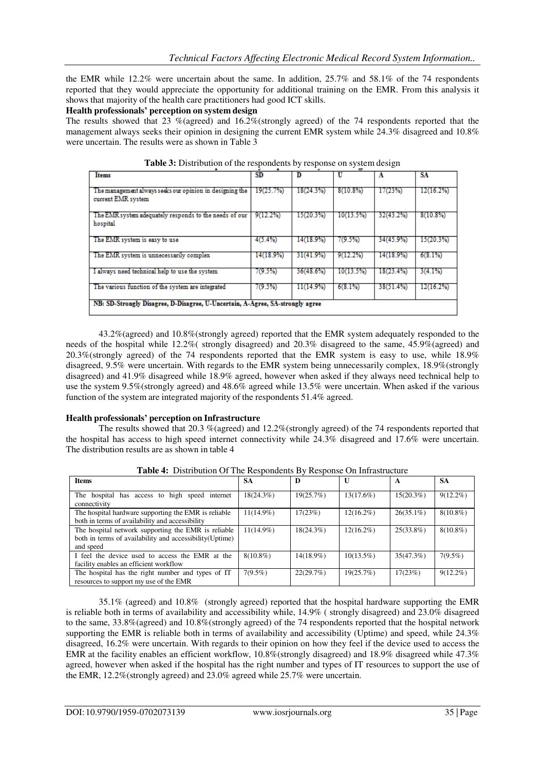the EMR while 12.2% were uncertain about the same. In addition, 25.7% and 58.1% of the 74 respondents reported that they would appreciate the opportunity for additional training on the EMR. From this analysis it shows that majority of the health care practitioners had good ICT skills.

**Health professionals' perception on system design**

The results showed that 23 %(agreed) and 16.2%(strongly agreed) of the 74 respondents reported that the management always seeks their opinion in designing the current EMR system while 24.3% disagreed and 10.8% were uncertain. The results were as shown in Table 3

**Table 3:** Distribution of the respondents by response on system design

| Items | SD | D | U | A | SA |
|---|---|---|---|---|---|
| The management always seeks our opinion in designing the current EMR system | 19(25.7%) | 18(24.3%) | 8(10.8%) | 17(23%) | 12(16.2%) |
| The EMR system adequately responds to the needs of our hospital | 9(12.2%) | 15(20.3%) | 10(13.5%) | 32(43.2%) | 8(10.8%) |
| The EMR system is easy to use | 4(5.4%) | 14(18.9%) | 7(9.5%) | 34(45.9%) | 15(20.3%) |
| The EMR system is unnecessarily complex | 14(18.9%) | 31(41.9%) | 9(12.2%) | 14(18.9%) | 6(8.1%) |
| I always need technical help to use the system | 7(9.5%) | 36(48.6%) | 10(13.5%) | 18(23.4%) | 3(4.1%) |
| The various function of the system are integrated | 7(9.5%) | 11(14.9%) | 6(8.1%) | 38(51.4%) | 12(16.2%) |
| NB: SD-Strongly Disagree, D-Disagree, U-Uncertain, A-Agree, SA-strongly agree | | | | | |

43.2%(agreed) and 10.8%(strongly agreed) reported that the EMR system adequately responded to the needs of the hospital while 12.2%( strongly disagreed) and 20.3% disagreed to the same, 45.9%(agreed) and 20.3%(strongly agreed) of the 74 respondents reported that the EMR system is easy to use, while 18.9% disagreed, 9.5% were uncertain. With regards to the EMR system being unnecessarily complex, 18.9%(strongly disagreed) and 41.9% disagreed while 18.9% agreed, however when asked if they always need technical help to use the system 9.5%(strongly agreed) and 48.6% agreed while 13.5% were uncertain. When asked if the various function of the system are integrated majority of the respondents 51.4% agreed.

**Health professionals' perception on Infrastructure**

The results showed that 20.3 %(agreed) and 12.2%(strongly agreed) of the 74 respondents reported that the hospital has access to high speed internet connectivity while 24.3% disagreed and 17.6% were uncertain. The distribution results are as shown in table 4

**Table 4:** Distribution Of The Respondents By Response On Infrastructure

| Items | SA | D | U | A | SA |
|---|---|---|---|---|---|
| The hospital has access to high speed internet connectivity | 18(24.3%) | 19(25.7%) | 13(17.6%) | 15(20.3%) | 9(12.2%) |
| The hospital hardware supporting the EMR is reliable both in terms of availability and accessibility | 11(14.9%) | 17(23%) | 12(16.2%) | 26(35.1%) | 8(10.8%) |
| The hospital network supporting the EMR is reliable both in terms of availability and accessibility(Uptime) and speed | 11(14.9%) | 18(24.3%) | 12(16.2%) | 25(33.8%) | 8(10.8%) |
| I feel the device used to access the EMR at the facility enables an efficient workflow | 8(10.8%) | 14(18.9%) | 10(13.5%) | 35(47.3%) | 7(9.5%) |
| The hospital has the right number and types of IT resources to support my use of the EMR | 7(9.5%) | 22(29.7%) | 19(25.7%) | 17(23%) | 9(12.2%) |

35.1% (agreed) and 10.8% (strongly agreed) reported that the hospital hardware supporting the EMR is reliable both in terms of availability and accessibility while, 14.9% ( strongly disagreed) and 23.0% disagreed to the same, 33.8%(agreed) and 10.8%(strongly agreed) of the 74 respondents reported that the hospital network supporting the EMR is reliable both in terms of availability and accessibility (Uptime) and speed, while 24.3% disagreed, 16.2% were uncertain. With regards to their opinion on how they feel if the device used to access the EMR at the facility enables an efficient workflow, 10.8%(strongly disagreed) and 18.9% disagreed while 47.3% agreed, however when asked if the hospital has the right number and types of IT resources to support the use of the EMR, 12.2%(strongly agreed) and 23.0% agreed while 25.7% were uncertain.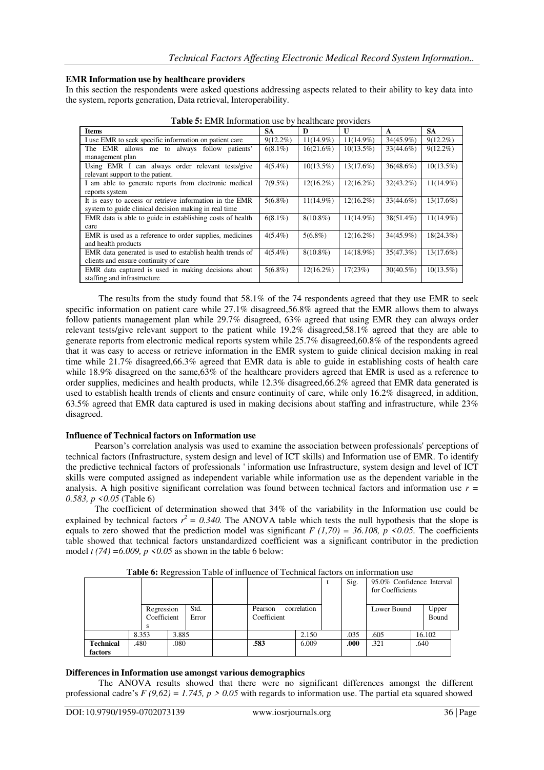### EMR Information use by healthcare providers

In this section the respondents were asked questions addressing aspects related to their ability to key data into the system, reports generation, Data retrieval, Interoperability.

**Table 5:** EMR Information use by healthcare providers

| Items | SA | D | U | A | SA |
|---|---|---|---|---|---|
| I use EMR to seek specific information on patient care | 9(12.2%) | 11(14.9%) | 11(14.9%) | 34(45.9%) | 9(12.2%) |
| The EMR allows me to always follow patients' management plan | 6(8.1%) | 16(21.6%) | 10(13.5%) | 33(44.6%) | 9(12.2%) |
| Using EMR I can always order relevant tests/give relevant support to the patient. | 4(5.4%) | 10(13.5%) | 13(17.6%) | 36(48.6%) | 10(13.5%) |
| I am able to generate reports from electronic medical reports system | 7(9.5%) | 12(16.2%) | 12(16.2%) | 32(43.2%) | 11(14.9%) |
| It is easy to access or retrieve information in the EMR system to guide clinical decision making in real time | 5(6.8%) | 11(14.9%) | 12(16.2%) | 33(44.6%) | 13(17.6%) |
| EMR data is able to guide in establishing costs of health care | 6(8.1%) | 8(10.8%) | 11(14.9%) | 38(51.4%) | 11(14.9%) |
| EMR is used as a reference to order supplies, medicines and health products | 4(5.4%) | 5(6.8%) | 12(16.2%) | 34(45.9%) | 18(24.3%) |
| EMR data generated is used to establish health trends of clients and ensure continuity of care | 4(5.4%) | 8(10.8%) | 14(18.9%) | 35(47.3%) | 13(17.6%) |
| EMR data captured is used in making decisions about staffing and infrastructure | 5(6.8%) | 12(16.2%) | 17(23%) | 30(40.5%) | 10(13.5%) |

The results from the study found that 58.1% of the 74 respondents agreed that they use EMR to seek specific information on patient care while 27.1% disagreed,56.8% agreed that the EMR allows them to always follow patients management plan while 29.7% disagreed, 63% agreed that using EMR they can always order relevant tests/give relevant support to the patient while 19.2% disagreed,58.1% agreed that they are able to generate reports from electronic medical reports system while 25.7% disagreed,60.8% of the respondents agreed that it was easy to access or retrieve information in the EMR system to guide clinical decision making in real time while 21.7% disagreed,66.3% agreed that EMR data is able to guide in establishing costs of health care while 18.9% disagreed on the same,63% of the healthcare providers agreed that EMR is used as a reference to order supplies, medicines and health products, while 12.3% disagreed,66.2% agreed that EMR data generated is used to establish health trends of clients and ensure continuity of care, while only 16.2% disagreed, in addition, 63.5% agreed that EMR data captured is used in making decisions about staffing and infrastructure, while 23% disagreed.

### Influence of Technical factors on Information use

Pearson's correlation analysis was used to examine the association between professionals' perceptions of technical factors (Infrastructure, system design and level of ICT skills) and Information use of EMR. To identify the predictive technical factors of professionals ' information use Infrastructure, system design and level of ICT skills were computed assigned as independent variable while information use as the dependent variable in the analysis. A high positive significant correlation was found between technical factors and information use *$r = 0.583$, $p < 0.05$* (Table 6)

The coefficient of determination showed that 34% of the variability in the Information use could be explained by technical factors $r^2 = 0.340$. The ANOVA table which tests the null hypothesis that the slope is equals to zero showed that the prediction model was significant $F\ (1,70) = 36.108$, $p < 0.05$. The coefficients table showed that technical factors unstandardized coefficient was a significant contributor in the prediction model $t\ (74) = 6.009$, $p < 0.05$ as shown in the table 6 below:

**Table 6:** Regression Table of influence of Technical factors on information use

| | Regression Coefficients | Std. Error | | Pearson correlation Coefficient | t | Sig. | 95.0% Confidence Interval for Coefficients | |
|---|---|---|---|---|---|---|---|---|
| | | | | | | | Lower Bound | Upper Bound |
| | 8.353 | 3.885 | | | 2.150 | .035 | .605 | 16.102 |
| **Technical factors** | .480 | .080 | | **.583** | 6.009 | **.000** | .321 | .640 |

### Differences in Information use amongst various demographics

The ANOVA results showed that there were no significant differences amongst the different professional cadre's $F\ (9,62) = 1.745$, $p > 0.05$ with regards to information use. The partial eta squared showed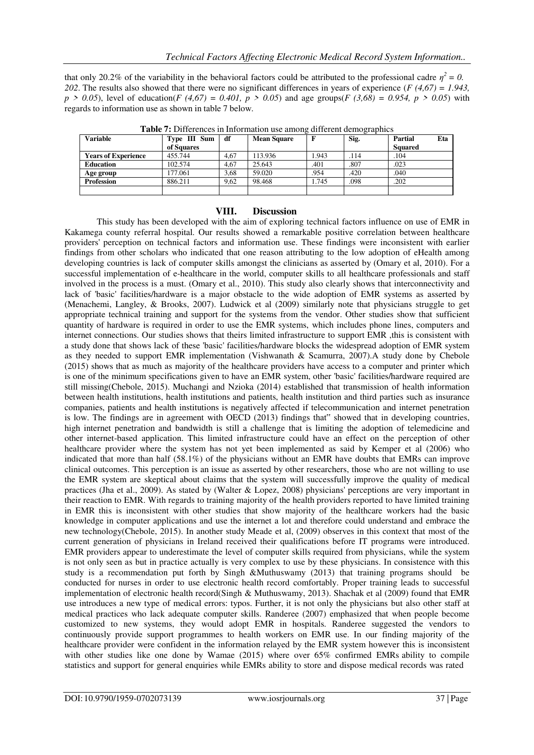that only 20.2% of the variability in the behavioral factors could be attributed to the professional cadre $\eta^2 = 0.202$. The results also showed that there were no significant differences in years of experience ($F (4,67) = 1.943, p > 0.05$), level of education($F (4,67) = 0.401, p > 0.05$) and age groups($F (3,68) = 0.954, p > 0.05$) with regards to information use as shown in table 7 below.

**Table 7:** Differences in Information use among different demographics

| Variable | Type III Sum of Squares | df | Mean Square | F | Sig. | Partial Eta Squared |
|---|---|---|---|---|---|---|
| **Years of Experience** | 455.744 | 4,67 | 113.936 | 1.943 | .114 | .104 |
| **Education** | 102.574 | 4,67 | 25.643 | .401 | .807 | .023 |
| **Age group** | 177.061 | 3,68 | 59.020 | .954 | .420 | .040 |
| **Profession** | 886.211 | 9,62 | 98.468 | 1.745 | .098 | .202 |
| | | | | | | |

## VIII. Discussion

This study has been developed with the aim of exploring technical factors influence on use of EMR in Kakamega county referral hospital. Our results showed a remarkable positive correlation between healthcare providers' perception on technical factors and information use. These findings were inconsistent with earlier findings from other scholars who indicated that one reason attributing to the low adoption of eHealth among developing countries is lack of computer skills amongst the clinicians as asserted by (Omary et al, 2010). For a successful implementation of e-healthcare in the world, computer skills to all healthcare professionals and staff involved in the process is a must. (Omary et al., 2010). This study also clearly shows that interconnectivity and lack of 'basic' facilities/hardware is a major obstacle to the wide adoption of EMR systems as asserted by (Menachemi, Langley, & Brooks, 2007). Ludwick et al (2009) similarly note that physicians struggle to get appropriate technical training and support for the systems from the vendor. Other studies show that sufficient quantity of hardware is required in order to use the EMR systems, which includes phone lines, computers and internet connections. Our studies shows that theirs limited infrastructure to support EMR ,this is consistent with a study done that shows lack of these 'basic' facilities/hardware blocks the widespread adoption of EMR system as they needed to support EMR implementation (Vishwanath & Scamurra, 2007).A study done by Chebole (2015) shows that as much as majority of the healthcare providers have access to a computer and printer which is one of the minimum specifications given to have an EMR system, other 'basic' facilities/hardware required are still missing(Chebole, 2015). Muchangi and Nzioka (2014) established that transmission of health information between health institutions, health institutions and patients, health institution and third parties such as insurance companies, patients and health institutions is negatively affected if telecommunication and internet penetration is low. The findings are in agreement with OECD (2013) findings that" showed that in developing countries, high internet penetration and bandwidth is still a challenge that is limiting the adoption of telemedicine and other internet-based application. This limited infrastructure could have an effect on the perception of other healthcare provider where the system has not yet been implemented as said by Kemper et al (2006) who indicated that more than half (58.1%) of the physicians without an EMR have doubts that EMRs can improve clinical outcomes. This perception is an issue as asserted by other researchers, those who are not willing to use the EMR system are skeptical about claims that the system will successfully improve the quality of medical practices (Jha et al., 2009). As stated by (Walter & Lopez, 2008) physicians' perceptions are very important in their reaction to EMR. With regards to training majority of the health providers reported to have limited training in EMR this is inconsistent with other studies that show majority of the healthcare workers had the basic knowledge in computer applications and use the internet a lot and therefore could understand and embrace the new technology(Chebole, 2015). In another study Meade et al, (2009) observes in this context that most of the current generation of physicians in Ireland received their qualifications before IT programs were introduced. EMR providers appear to underestimate the level of computer skills required from physicians, while the system is not only seen as but in practice actually is very complex to use by these physicians. In consistence with this study is a recommendation put forth by Singh &Muthuswamy (2013) that training programs should be conducted for nurses in order to use electronic health record comfortably. Proper training leads to successful implementation of electronic health record(Singh & Muthuswamy, 2013). Shachak et al (2009) found that EMR use introduces a new type of medical errors: typos. Further, it is not only the physicians but also other staff at medical practices who lack adequate computer skills. Randeree (2007) emphasized that when people become customized to new systems, they would adopt EMR in hospitals. Randeree suggested the vendors to continuously provide support programmes to health workers on EMR use. In our finding majority of the healthcare provider were confident in the information relayed by the EMR system however this is inconsistent with other studies like one done by Wamae (2015) where over 65% confirmed EMRs ability to compile statistics and support for general enquiries while EMRs ability to store and dispose medical records was rated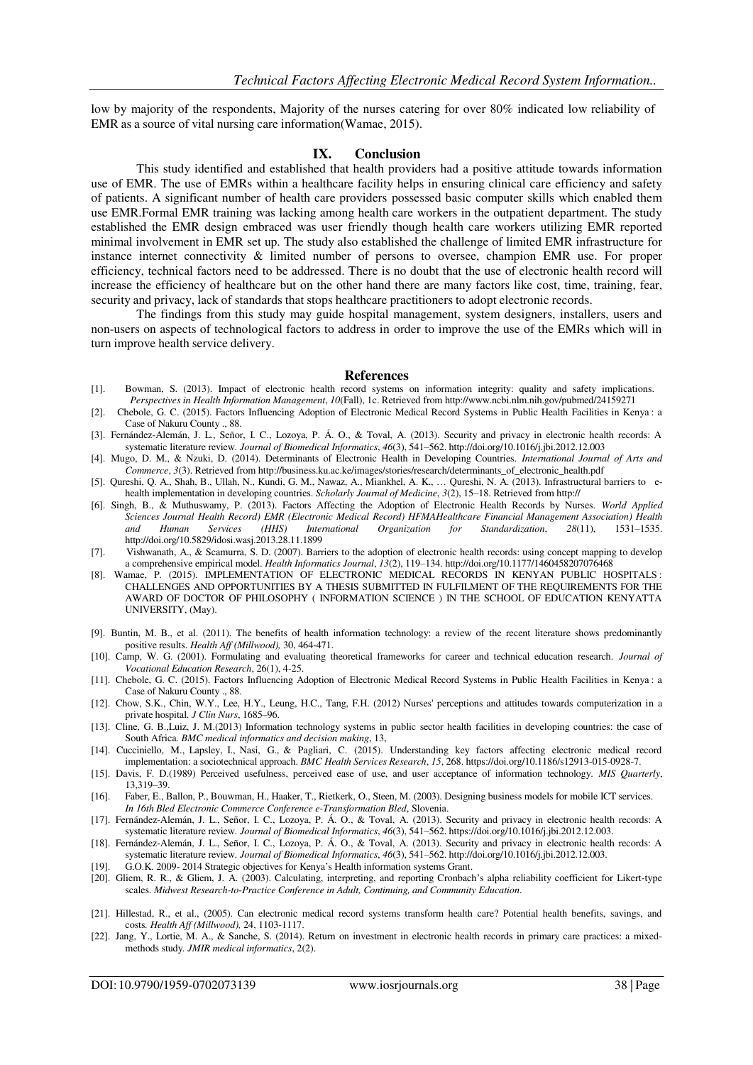low by majority of the respondents, Majority of the nurses catering for over 80% indicated low reliability of EMR as a source of vital nursing care information(Wamae, 2015).

## IX. Conclusion

This study identified and established that health providers had a positive attitude towards information use of EMR. The use of EMRs within a healthcare facility helps in ensuring clinical care efficiency and safety of patients. A significant number of health care providers possessed basic computer skills which enabled them use EMR.Formal EMR training was lacking among health care workers in the outpatient department. The study established the EMR design embraced was user friendly though health care workers utilizing EMR reported minimal involvement in EMR set up. The study also established the challenge of limited EMR infrastructure for instance internet connectivity & limited number of persons to oversee, champion EMR use. For proper efficiency, technical factors need to be addressed. There is no doubt that the use of electronic health record will increase the efficiency of healthcare but on the other hand there are many factors like cost, time, training, fear, security and privacy, lack of standards that stops healthcare practitioners to adopt electronic records.

The findings from this study may guide hospital management, system designers, installers, users and non-users on aspects of technological factors to address in order to improve the use of the EMRs which will in turn improve health service delivery.

## References

[1]. Bowman, S. (2013). Impact of electronic health record systems on information integrity: quality and safety implications. *Perspectives in Health Information Management*, *10*(Fall), 1c. Retrieved from http://www.ncbi.nlm.nih.gov/pubmed/24159271

[2]. Chebole, G. C. (2015). Factors Influencing Adoption of Electronic Medical Record Systems in Public Health Facilities in Kenya : a Case of Nakuru County ., 88.

[3]. Fernández-Alemán, J. L., Señor, I. C., Lozoya, P. Á. O., & Toval, A. (2013). Security and privacy in electronic health records: A systematic literature review. *Journal of Biomedical Informatics*, *46*(3), 541–562. http://doi.org/10.1016/j.jbi.2012.12.003

[4]. Mugo, D. M., & Nzuki, D. (2014). Determinants of Electronic Health in Developing Countries. *International Journal of Arts and Commerce*, *3*(3). Retrieved from http://business.ku.ac.ke/images/stories/research/determinants_of_electronic_health.pdf

[5]. Qureshi, Q. A., Shah, B., Ullah, N., Kundi, G. M., Nawaz, A., Miankhel, A. K., … Qureshi, N. A. (2013). Infrastructural barriers to e-health implementation in developing countries. *Scholarly Journal of Medicine*, *3*(2), 15–18. Retrieved from http://

[6]. Singh, B., & Muthuswamy, P. (2013). Factors Affecting the Adoption of Electronic Health Records by Nurses. *World Applied Sciences Journal Health Record) EMR (Electronic Medical Record) HFMAHealthcare Financial Management Association) Health and Human Services (HHS) International Organization for Standardization*, *28*(11), 1531–1535. http://doi.org/10.5829/idosi.wasj.2013.28.11.1899

[7]. Vishwanath, A., & Scamurra, S. D. (2007). Barriers to the adoption of electronic health records: using concept mapping to develop a comprehensive empirical model. *Health Informatics Journal*, *13*(2), 119–134. http://doi.org/10.1177/1460458207076468

[8]. Wamae, P. (2015). IMPLEMENTATION OF ELECTRONIC MEDICAL RECORDS IN KENYAN PUBLIC HOSPITALS : CHALLENGES AND OPPORTUNITIES BY A THESIS SUBMITTED IN FULFILMENT OF THE REQUIREMENTS FOR THE AWARD OF DOCTOR OF PHILOSOPHY ( INFORMATION SCIENCE ) IN THE SCHOOL OF EDUCATION KENYATTA UNIVERSITY, (May).

[9]. Buntin, M. B., et al. (2011). The benefits of health information technology: a review of the recent literature shows predominantly positive results. *Health Aff (Millwood),* 30, 464-471.

[10]. Camp, W. G. (2001). Formulating and evaluating theoretical frameworks for career and technical education research. *Journal of Vocational Education Research*, 26(1), 4-25.

[11]. Chebole, G. C. (2015). Factors Influencing Adoption of Electronic Medical Record Systems in Public Health Facilities in Kenya : a Case of Nakuru County ., 88.

[12]. Chow, S.K., Chin, W.Y., Lee, H.Y., Leung, H.C., Tang, F.H. (2012) Nurses' perceptions and attitudes towards computerization in a private hospital. *J Clin Nurs*, 1685–96.

[13]. Cline, G. B.,Luiz, J. M.(2013) Information technology systems in public sector health facilities in developing countries: the case of South Africa. *BMC medical informatics and decision making*, 13,

[14]. Cucciniello, M., Lapsley, I., Nasi, G., & Pagliari, C. (2015). Understanding key factors affecting electronic medical record implementation: a sociotechnical approach. *BMC Health Services Research*, *15*, 268. https://doi.org/10.1186/s12913-015-0928-7.

[15]. Davis, F. D.(1989) Perceived usefulness, perceived ease of use, and user acceptance of information technology. *MIS Quarterly*, 13,319–39.

[16]. Faber, E., Ballon, P., Bouwman, H., Haaker, T., Rietkerk, O., Steen, M. (2003). Designing business models for mobile ICT services. *In 16th Bled Electronic Commerce Conference e-Transformation Bled*, Slovenia.

[17]. Fernández-Alemán, J. L., Señor, I. C., Lozoya, P. Á. O., & Toval, A. (2013). Security and privacy in electronic health records: A systematic literature review. *Journal of Biomedical Informatics*, *46*(3), 541–562. https://doi.org/10.1016/j.jbi.2012.12.003.

[18]. Fernández-Alemán, J. L., Señor, I. C., Lozoya, P. Á. O., & Toval, A. (2013). Security and privacy in electronic health records: A systematic literature review. *Journal of Biomedical Informatics*, *46*(3), 541–562. http://doi.org/10.1016/j.jbi.2012.12.003.

[19]. G.O.K. 2009- 2014 Strategic objectives for Kenya's Health information systems Grant.

[20]. Gliem, R. R., & Gliem, J. A. (2003). Calculating, interpreting, and reporting Cronbach's alpha reliability coefficient for Likert-type scales. *Midwest Research-to-Practice Conference in Adult, Continuing, and Community Education*.

[21]. Hillestad, R., et al., (2005). Can electronic medical record systems transform health care? Potential health benefits, savings, and costs. *Health Aff (Millwood),* 24, 1103-1117.

[22]. Jang, Y., Lortie, M. A., & Sanche, S. (2014). Return on investment in electronic health records in primary care practices: a mixed-methods study. *JMIR medical informatics*, 2(2).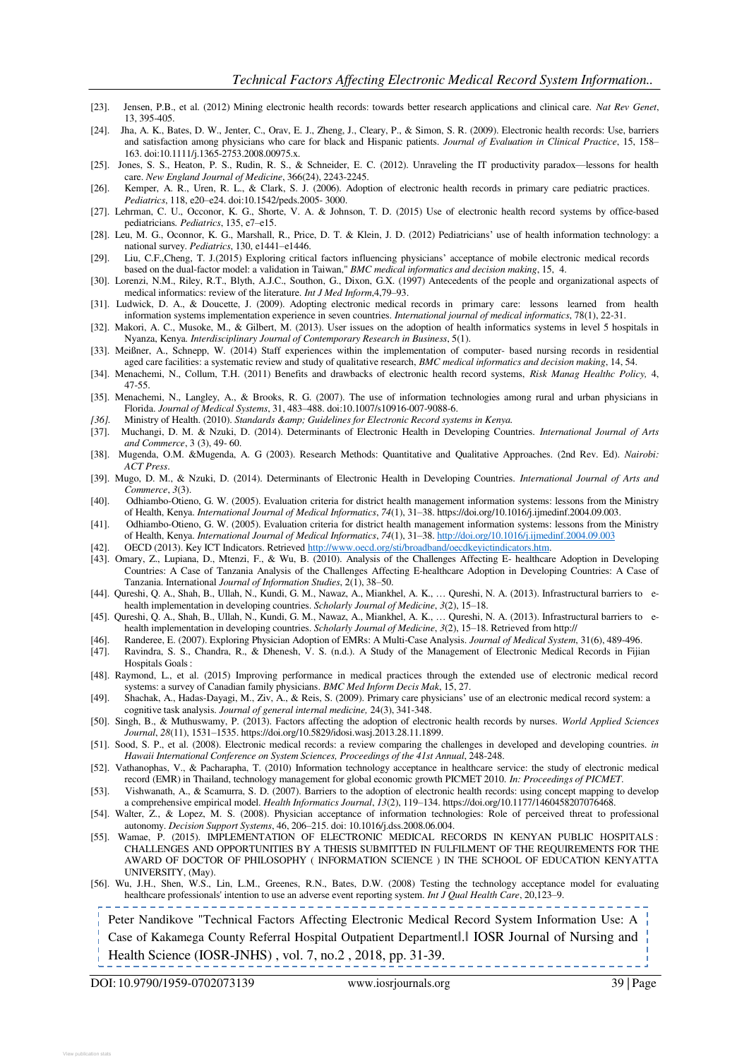[23]. Jensen, P.B., et al. (2012) Mining electronic health records: towards better research applications and clinical care. *Nat Rev Genet*, 13, 395-405.

[24]. Jha, A. K., Bates, D. W., Jenter, C., Orav, E. J., Zheng, J., Cleary, P., & Simon, S. R. (2009). Electronic health records: Use, barriers and satisfaction among physicians who care for black and Hispanic patients. *Journal of Evaluation in Clinical Practice*, 15, 158–163. doi:10.1111/j.1365-2753.2008.00975.x.

[25]. Jones, S. S., Heaton, P. S., Rudin, R. S., & Schneider, E. C. (2012). Unraveling the IT productivity paradox—lessons for health care. *New England Journal of Medicine*, 366(24), 2243-2245.

[26]. Kemper, A. R., Uren, R. L., & Clark, S. J. (2006). Adoption of electronic health records in primary care pediatric practices. *Pediatrics*, 118, e20–e24. doi:10.1542/peds.2005- 3000.

[27]. Lehrman, C. U., Occonor, K. G., Shorte, V. A. & Johnson, T. D. (2015) Use of electronic health record systems by office-based pediatricians. *Pediatrics*, 135, e7–e15.

[28]. Leu, M. G., Oconnor, K. G., Marshall, R., Price, D. T. & Klein, J. D. (2012) Pediatricians' use of health information technology: a national survey. *Pediatrics*, 130, e1441–e1446.

[29]. Liu, C.F.,Cheng, T. J.(2015) Exploring critical factors influencing physicians' acceptance of mobile electronic medical records based on the dual-factor model: a validation in Taiwan," *BMC medical informatics and decision making*, 15, 4.

[30]. Lorenzi, N.M., Riley, R.T., Blyth, A.J.C., Southon, G., Dixon, G.X. (1997) Antecedents of the people and organizational aspects of medical informatics: review of the literature. *Int J Med Inform*,4,79–93.

[31]. Ludwick, D. A., & Doucette, J. (2009). Adopting electronic medical records in primary care: lessons learned from health information systems implementation experience in seven countries. *International journal of medical informatics*, 78(1), 22-31.

[32]. Makori, A. C., Musoke, M., & Gilbert, M. (2013). User issues on the adoption of health informatics systems in level 5 hospitals in Nyanza, Kenya. *Interdisciplinary Journal of Contemporary Research in Business*, 5(1).

[33]. Meißner, A., Schnepp, W. (2014) Staff experiences within the implementation of computer- based nursing records in residential aged care facilities: a systematic review and study of qualitative research, *BMC medical informatics and decision making*, 14, 54.

[34]. Menachemi, N., Collum, T.H. (2011) Benefits and drawbacks of electronic health record systems, *Risk Manag Healthc Policy,* 4, 47-55.

[35]. Menachemi, N., Langley, A., & Brooks, R. G. (2007). The use of information technologies among rural and urban physicians in Florida. *Journal of Medical Systems*, 31, 483–488. doi:10.1007/s10916-007-9088-6.

*[36].* Ministry of Health. (2010). *Standards &amp; Guidelines for Electronic Record systems in Kenya.*

[37]. Muchangi, D. M. & Nzuki, D. (2014). Determinants of Electronic Health in Developing Countries. *International Journal of Arts and Commerce*, 3 (3), 49- 60.

[38]. Mugenda, O.M. &Mugenda, A. G (2003). Research Methods: Quantitative and Qualitative Approaches. (2nd Rev. Ed). *Nairobi: ACT Press*.

[39]. Mugo, D. M., & Nzuki, D. (2014). Determinants of Electronic Health in Developing Countries. *International Journal of Arts and Commerce*, *3*(3).

[40]. Odhiambo-Otieno, G. W. (2005). Evaluation criteria for district health management information systems: lessons from the Ministry of Health, Kenya. *International Journal of Medical Informatics*, *74*(1), 31–38. https://doi.org/10.1016/j.ijmedinf.2004.09.003.

[41]. Odhiambo-Otieno, G. W. (2005). Evaluation criteria for district health management information systems: lessons from the Ministry of Health, Kenya. *International Journal of Medical Informatics*, *74*(1), 31–38. http://doi.org/10.1016/j.ijmedinf.2004.09.003

[42]. OECD (2013). Key ICT Indicators. Retrieved http://www.oecd.org/sti/broadband/oecdkeyictindicators.htm.

[43]. Omary, Z., Lupiana, D., Mtenzi, F., & Wu, B. (2010). Analysis of the Challenges Affecting E- healthcare Adoption in Developing Countries: A Case of Tanzania Analysis of the Challenges Affecting E-healthcare Adoption in Developing Countries: A Case of Tanzania. International *Journal of Information Studies*, 2(1), 38–50.

[44]. Qureshi, Q. A., Shah, B., Ullah, N., Kundi, G. M., Nawaz, A., Miankhel, A. K., … Qureshi, N. A. (2013). Infrastructural barriers to e-health implementation in developing countries. *Scholarly Journal of Medicine*, *3*(2), 15–18.

[45]. Qureshi, Q. A., Shah, B., Ullah, N., Kundi, G. M., Nawaz, A., Miankhel, A. K., … Qureshi, N. A. (2013). Infrastructural barriers to e-health implementation in developing countries. *Scholarly Journal of Medicine*, *3*(2), 15–18. Retrieved from http://

[46]. Randeree, E. (2007). Exploring Physician Adoption of EMRs: A Multi-Case Analysis. *Journal of Medical System*, 31(6), 489-496.

[47]. Ravindra, S. S., Chandra, R., & Dhenesh, V. S. (n.d.). A Study of the Management of Electronic Medical Records in Fijian Hospitals Goals :

[48]. Raymond, L., et al. (2015) Improving performance in medical practices through the extended use of electronic medical record systems: a survey of Canadian family physicians. *BMC Med Inform Decis Mak*, 15, 27.

[49]. Shachak, A., Hadas-Dayagi, M., Ziv, A., & Reis, S. (2009). Primary care physicians' use of an electronic medical record system: a cognitive task analysis. *Journal of general internal medicine,* 24(3), 341-348.

[50]. Singh, B., & Muthuswamy, P. (2013). Factors affecting the adoption of electronic health records by nurses. *World Applied Sciences Journal*, *28*(11), 1531–1535. https://doi.org/10.5829/idosi.wasj.2013.28.11.1899.

[51]. Sood, S. P., et al. (2008). Electronic medical records: a review comparing the challenges in developed and developing countries. *in Hawaii International Conference on System Sciences, Proceedings of the 41st Annual*, 248-248.

[52]. Vathanophas, V., & Pacharapha, T. (2010) Information technology acceptance in healthcare service: the study of electronic medical record (EMR) in Thailand, technology management for global economic growth PICMET 2010. *In: Proceedings of PICMET*.

[53]. Vishwanath, A., & Scamurra, S. D. (2007). Barriers to the adoption of electronic health records: using concept mapping to develop a comprehensive empirical model. *Health Informatics Journal*, *13*(2), 119–134. https://doi.org/10.1177/1460458207076468.

[54]. Walter, Z., & Lopez, M. S. (2008). Physician acceptance of information technologies: Role of perceived threat to professional autonomy. *Decision Support Systems*, 46, 206–215. doi: 10.1016/j.dss.2008.06.004.

[55]. Wamae, P. (2015). IMPLEMENTATION OF ELECTRONIC MEDICAL RECORDS IN KENYAN PUBLIC HOSPITALS : CHALLENGES AND OPPORTUNITIES BY A THESIS SUBMITTED IN FULFILMENT OF THE REQUIREMENTS FOR THE AWARD OF DOCTOR OF PHILOSOPHY ( INFORMATION SCIENCE ) IN THE SCHOOL OF EDUCATION KENYATTA UNIVERSITY, (May).

[56]. Wu, J.H., Shen, W.S., Lin, L.M., Greenes, R.N., Bates, D.W. (2008) Testing the technology acceptance model for evaluating healthcare professionals' intention to use an adverse event reporting system. *Int J Qual Health Care*, 20,123–9.

Peter Nandikove "Technical Factors Affecting Electronic Medical Record System Information Use: A Case of Kakamega County Referral Hospital Outpatient Department‖.‖ IOSR Journal of Nursing and Health Science (IOSR-JNHS) , vol. 7, no.2 , 2018, pp. 31-39.